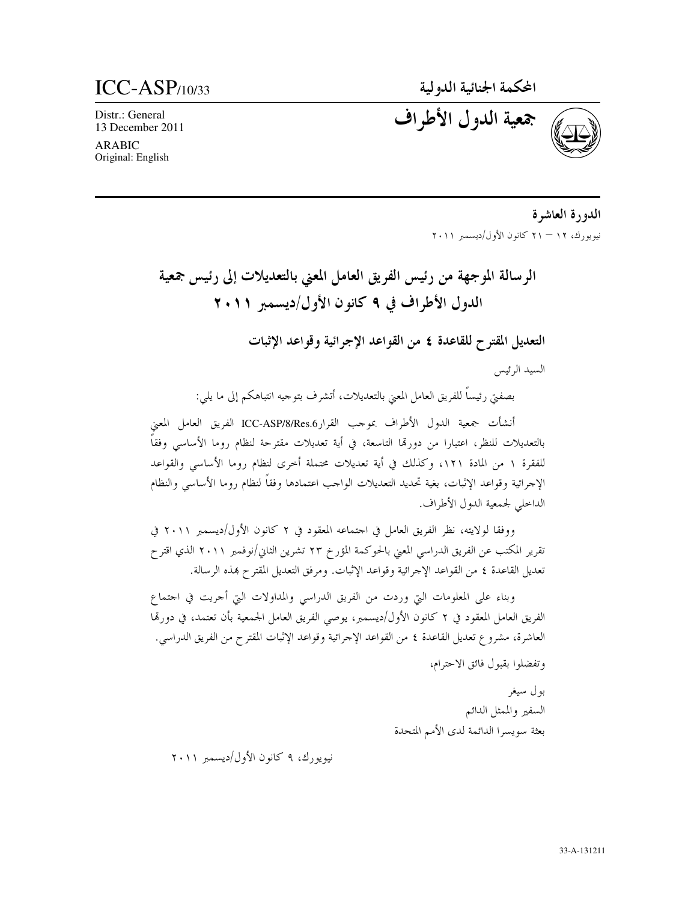ICC-ASP/10/33

Distr.: General
13 December 2011

ARABIC
Original: English

المحكمة الجنائية الدولية

# جمعية الدول الأطراف

**الدورة العاشرة**

نيويورك، ١٢ – ٢١ كانون الأول/ديسمبر ٢٠١١

# الرسالة الموجهة من رئيس الفريق العامل المعني بالتعديلات إلى رئيس جمعية الدول الأطراف في ٩ كانون الأول/ديسمبر ٢٠١١

## التعديل المقترح للقاعدة ٤ من القواعد الإجرائية وقواعد الإثبات

السيد الرئيس

بصفتي رئيساً للفريق العامل المعني بالتعديلات، أتشرف بتوجيه انتباهكم إلى ما يلي:

أنشأت جمعية الدول الأطراف بموجب القرار ICC-ASP/8/Res.6 الفريق العامل المعني بالتعديلات للنظر، اعتبارا من دورتها التاسعة، في أية تعديلات مقترحة لنظام روما الأساسي وفقاً للفقرة ١ من المادة ١٢١، وكذلك في أية تعديلات محتملة أخرى لنظام روما الأساسي والقواعد الإجرائية وقواعد الإثبات، بغية تحديد التعديلات الواجب اعتمادها وفقاً لنظام روما الأساسي والنظام الداخلي لجمعية الدول الأطراف.

ووفقا لولايته، نظر الفريق العامل في اجتماعه المعقود في ٢ كانون الأول/ديسمبر ٢٠١١ في تقرير المكتب عن الفريق الدراسي المعني بالحوكمة المؤرخ ٢٣ تشرين الثاني/نوفمبر ٢٠١١ الذي اقترح تعديل القاعدة ٤ من القواعد الإجرائية وقواعد الإثبات. ومرفق التعديل المقترح بهذه الرسالة.

وبناء على المعلومات التي وردت من الفريق الدراسي والمداولات التي أجريت في اجتماع الفريق العامل المعقود في ٢ كانون الأول/ديسمبر، يوصي الفريق العامل الجمعية بأن تعتمد، في دورتها العاشرة، مشروع تعديل القاعدة ٤ من القواعد الإجرائية وقواعد الإثبات المقترح من الفريق الدراسي.

وتفضلوا بقبول فائق الاحترام،

بول سيغر
السفير والممثل الدائم
بعثة سويسرا الدائمة لدى الأمم المتحدة

نيويورك، ٩ كانون الأول/ديسمبر ٢٠١١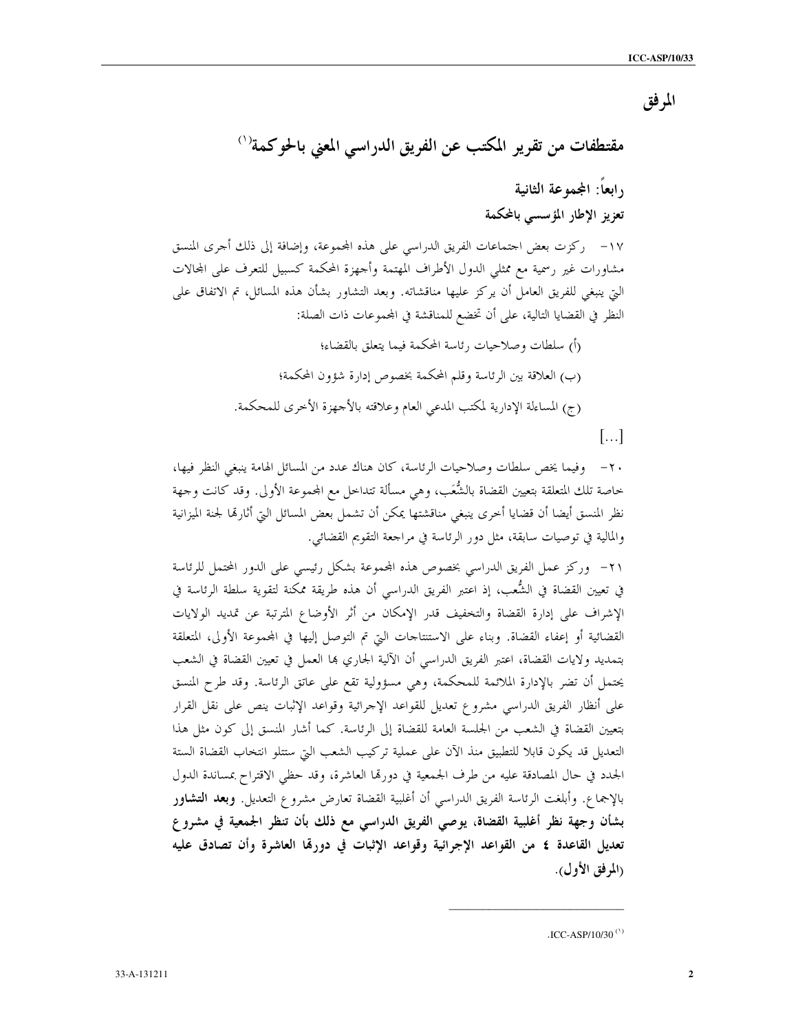# المرفق

## مقتطفات من تقرير المكتب عن الفريق الدراسي المعني بالحوكمة[1]

### رابعاً: المجموعة الثانية

### تعزيز الإطار المؤسسي بالمحكمة

١٧- ركزت بعض اجتماعات الفريق الدراسي على هذه المجموعة، وإضافة إلى ذلك أجرى المنسق مشاورات غير رسمية مع ممثلي الدول الأطراف المهتمة وأجهزة المحكمة كسبيل للتعرف على المجالات التي ينبغي للفريق العامل أن يركز عليها مناقشاته. وبعد التشاور بشأن هذه المسائل، تم الاتفاق على النظر في القضايا التالية، على أن تخضع للمناقشة في المجموعات ذات الصلة:

(أ) سلطات وصلاحيات رئاسة المحكمة فيما يتعلق بالقضاء؛

(ب) العلاقة بين الرئاسة وقلم المحكمة بخصوص إدارة شؤون المحكمة؛

(ج) المساءلة الإدارية لمكتب المدعي العام وعلاقته بالأجهزة الأخرى للمحكمة.

[...]

٢٠- وفيما يخص سلطات وصلاحيات الرئاسة، كان هناك عدد من المسائل الهامة ينبغي النظر فيها، خاصة تلك المتعلقة بتعيين القضاة بالشُّعَب، وهي مسألة تتداخل مع المجموعة الأولى. وقد كانت وجهة نظر المنسق أيضا أن قضايا أخرى ينبغي مناقشتها يمكن أن تشمل بعض المسائل التي أثارتها لجنة الميزانية والمالية في توصيات سابقة، مثل دور الرئاسة في مراجعة التقويم القضائي.

٢١- وركز عمل الفريق الدراسي بخصوص هذه المجموعة بشكل رئيسي على الدور المحتمل للرئاسة في تعيين القضاة في الشُّعب، إذ اعتبر الفريق الدراسي أن هذه طريقة ممكنة لتقوية سلطة الرئاسة في الإشراف على إدارة القضاة والتخفيف قدر الإمكان من أثر الأوضاع المترتبة عن تمديد الولايات القضائية أو إعفاء القضاة. وبناء على الاستنتاجات التي تم التوصل إليها في المجموعة الأولى، المتعلقة بتمديد ولايات القضاة، اعتبر الفريق الدراسي أن الآلية الجاري بها العمل في تعيين القضاة في الشعب يحتمل أن تضر بالإدارة الملائمة للمحكمة، وهي مسؤولية تقع على عاتق الرئاسة. وقد طرح المنسق على أنظار الفريق الدراسي مشروع تعديل للقواعد الإجرائية وقواعد الإثبات ينص على نقل القرار بتعيين القضاة في الشعب من الجلسة العامة للقضاة إلى الرئاسة. كما أشار المنسق إلى كون مثل هذا التعديل قد يكون قابلا للتطبيق منذ الآن على عملية تركيب الشعب التي ستتلو انتخاب القضاة الستة الجدد في حال المصادقة عليه من طرف الجمعية في دورتها العاشرة، وقد حظي الاقتراح بمساندة الدول بالإجماع. وأبلغت الرئاسة الفريق الدراسي أن أغلبية القضاة تعارض مشروع التعديل. **وبعد التشاور بشأن وجهة نظر أغلبية القضاة، يوصي الفريق الدراسي مع ذلك بأن تنظر الجمعية في مشروع تعديل القاعدة ٤ من القواعد الإجرائية وقواعد الإثبات في دورتها العاشرة وأن تصادق عليه (المرفق الأول).**

---

[1] ICC-ASP/10/30.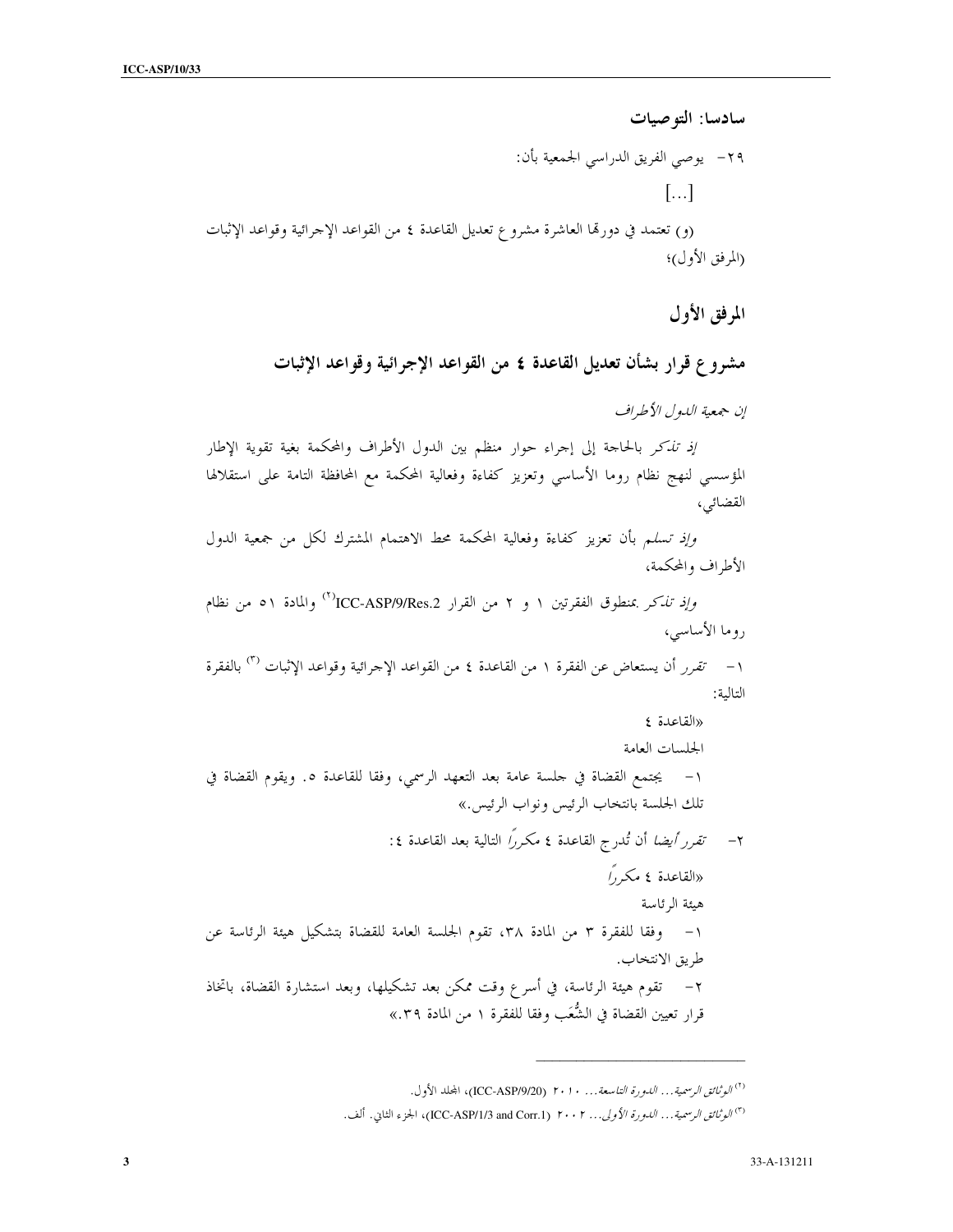## سادسا: التوصيات

٢٩- يوصي الفريق الدراسي الجمعية بأن:

[...]

(و) تعتمد في دورتها العاشرة مشروع تعديل القاعدة ٤ من القواعد الإجرائية وقواعد الإثبات (المرفق الأول)؛

## المرفق الأول

### مشروع قرار بشأن تعديل القاعدة ٤ من القواعد الإجرائية وقواعد الإثبات

*إن جمعية الدول الأطراف*

*إذ تذكر* بالحاجة إلى إجراء حوار منظم بين الدول الأطراف والمحكمة بغية تقوية الإطار المؤسسي لنهج نظام روما الأساسي وتعزيز كفاءة وفعالية المحكمة مع المحافظة التامة على استقلالها القضائي،

*وإذ تسلم* بأن تعزيز كفاءة وفعالية المحكمة محط الاهتمام المشترك لكل من جمعية الدول الأطراف والمحكمة،

*وإذ تذكر* بمنطوق الفقرتين ١ و ٢ من القرار ICC-ASP/9/Res.2[٢] والمادة ٥١ من نظام روما الأساسي،

١- *تقرر* أن يستعاض عن الفقرة ١ من القاعدة ٤ من القواعد الإجرائية وقواعد الإثبات [٣] بالفقرة التالية:

«القاعدة ٤

الجلسات العامة

١- يجتمع القضاة في جلسة عامة بعد التعهد الرسمي، وفقا للقاعدة ٥. ويقوم القضاة في تلك الجلسة بانتخاب الرئيس ونواب الرئيس.»

٢- *تقرر أيضا* أن تُدرج القاعدة ٤ مكرراً التالية بعد القاعدة ٤:

«القاعدة ٤ *مكرراً*

هيئة الرئاسة

١- وفقا للفقرة ٣ من المادة ٣٨، تقوم الجلسة العامة للقضاة بتشكيل هيئة الرئاسة عن طريق الانتخاب.

٢- تقوم هيئة الرئاسة، في أسرع وقت ممكن بعد تشكيلها، وبعد استشارة القضاة، باتخاذ قرار تعيين القضاة في الشُّعَب وفقا للفقرة ١ من المادة ٣٩.»

---

[٢] *الوثائق الرسمية... الدورة التاسعة...* ٢٠١٠ (ICC-ASP/9/20)، المجلد الأول.

[٣] *الوثائق الرسمية... الدورة الأولى...* ٢٠٠٢ (ICC-ASP/1/3 and Corr.1)، الجزء الثاني. ألف.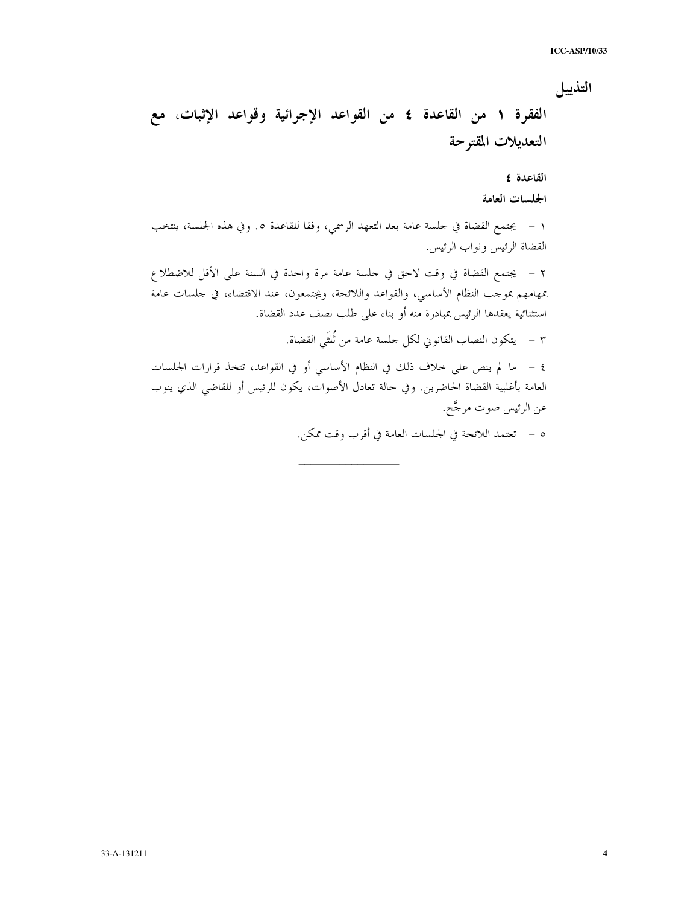# التذييل

## الفقرة ١ من القاعدة ٤ من القواعد الإجرائية وقواعد الإثبات، مع التعديلات المقترحة

**القاعدة ٤**

**الجلسات العامة**

١ – يجتمع القضاة في جلسة عامة بعد التعهد الرسمي، وفقا للقاعدة ٥. وفي هذه الجلسة، ينتخب القضاة الرئيس ونواب الرئيس.

٢ – يجتمع القضاة في وقت لاحق في جلسة عامة مرة واحدة في السنة على الأقل للاضطلاع بمهامهم بموجب النظام الأساسي، والقواعد واللائحة، ويجتمعون، عند الاقتضاء، في جلسات عامة استثنائية يعقدها الرئيس بمبادرة منه أو بناء على طلب نصف عدد القضاة.

٣ – يتكون النصاب القانوني لكل جلسة عامة من ثُلثَي القضاة.

٤ – ما لم ينص على خلاف ذلك في النظام الأساسي أو في القواعد، تتخذ قرارات الجلسات العامة بأغلبية القضاة الحاضرين. وفي حالة تعادل الأصوات، يكون للرئيس أو للقاضي الذي ينوب عن الرئيس صوت مرجِّح.

٥ – تعتمد اللائحة في الجلسات العامة في أقرب وقت ممكن.

---